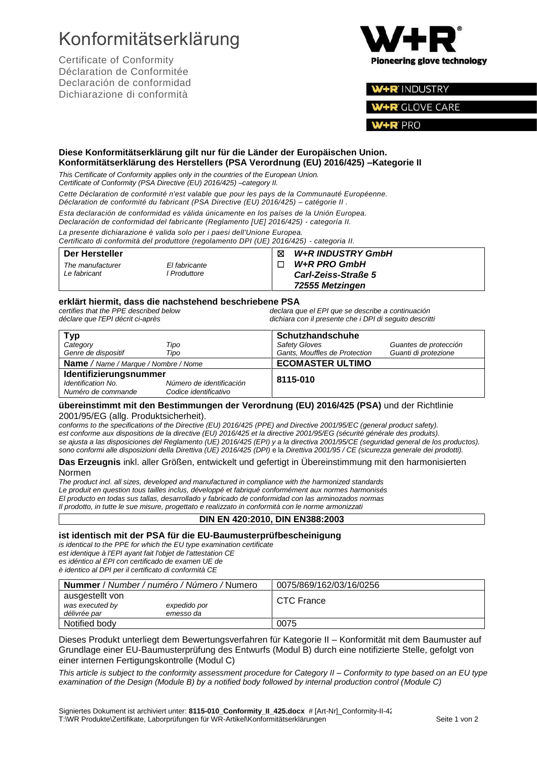# Konformitätserklärung

Certificate of Conformity
Déclaration de Conformitée
Declaración de conformidad
Dichiarazione di conformità

W+R® Pioneering glove technology

W+R INDUSTRY
W+R GLOVE CARE
W+R PRO

**Diese Konformitätserklärung gilt nur für die Länder der Europäischen Union.**
**Konformitätserklärung des Herstellers (PSA Verordnung (EU) 2016/425) –Kategorie II**

*This Certificate of Conformity applies only in the countries of the European Union.*
*Certificate of Conformity (PSA Directive (EU) 2016/425) –category II.*

*Cette Déclaration de conformité n'est valable que pour les pays de la Communauté Européenne.*
*Déclaration de conformité du fabricant (PSA Directive (EU) 2016/425) – catégorie II .*

*Esta declaración de conformidad es válida únicamente en los países de la Unión Europea.*
*Declaración de conformidad del fabricante (Reglamento [UE] 2016/425) - categoría II.*

*La presente dichiarazione è valida solo per i paesi dell'Unione Europea.*
*Certificato di conformità del produttore (regolamento DPI (UE) 2016/425) - categoria II.*

| **Der Hersteller** | | ☒ ***W+R INDUSTRY GmbH*** |
|---|---|---|
| *The manufacturer* | *El fabricante* | ☐ ***W+R PRO GmbH*** |
| *Le fabricant* | *I Produttore* | ***Carl-Zeiss-Straße 5*** |
| | | ***72555 Metzingen*** |

**erklärt hiermit, dass die nachstehend beschriebene PSA**
*certifies that the PPE described below*
*déclare que l'EPI décrit ci-après*
*declara que el EPI que se describe a continuación*
*dichiara con il presente che i DPI di seguito descritti*

| **Typ** | | **Schutzhandschuhe** | |
|---|---|---|---|
| *Category* | *Tipo* | *Safety Gloves* | *Guantes de protección* |
| *Genre de dispositif* | *Tipo* | *Gants, Mouffles de Protection* | *Guanti di protezione* |
| **Name** / *Name / Marque / Nombre / Nome* | | **ECOMASTER ULTIMO** | |
| **Identifizierungsnummer** | | **8115-010** | |
| *Identification No.* | *Número de identificación* | | |
| *Numéro de commande* | *Codice identificativo* | | |

**übereinstimmt mit den Bestimmungen der Verordnung (EU) 2016/425 (PSA)** und der Richtlinie 2001/95/EG (allg. Produktsicherheit).
*conforms to the specifications of the Directive (EU) 2016/425 (PPE) and Directive 2001/95/EC (general product safety).*
*est conforme aux dispositions de la directive (EU) 2016/425 et la directive 2001/95/EG (sécurité générale des produits).*
*se ajusta a las disposiciones del Reglamento (UE) 2016/425 (EPI) y a la directiva 2001/95/CE (seguridad general de los productos).*
*sono conformi alle disposizioni della Direttiva (UE) 2016/425 (DPI)* e la *Direttiva 2001/95 / CE (sicurezza generale dei prodotti).*

**Das Erzeugnis** inkl. aller Größen, entwickelt und gefertigt in Übereinstimmung mit den harmonisierten Normen
*The product incl. all sizes, developed and manufactured in compliance with the harmonized standards*
*Le produit en question tous tailles inclus, développé et fabriqué conformément aux normes harmonisés*
*El producto en todas sus tallas, desarrollado y fabricado de conformidad con las arminozados normas*
*Il prodotto, in tutte le sue misure, progettato e realizzato in conformità con le norme armonizzati*

**DIN EN 420:2010, DIN EN388:2003**

**ist identisch mit der PSA für die EU-Baumusterprüfbescheinigung**
*is identical to the PPE for which the EU type examination certificate*
*est identique à l'EPI ayant fait l'objet de l'attestation CE*
*es idéntico al EPI con certificado de examen UE de*
*è identico al DPI per il certificato di conformità CE*

| **Nummer** / *Number / numéro / Número /* Numero | | 0075/869/162/03/16/0256 |
|---|---|---|
| ausgestellt von | | CTC France |
| *was executed by* | *expedido por* | |
| *délivrée par* | *emesso da* | |
| Notified body | | 0075 |

Dieses Produkt unterliegt dem Bewertungsverfahren für Kategorie II – Konformität mit dem Baumuster auf Grundlage einer EU-Baumusterprüfung des Entwurfs (Modul B) durch eine notifizierte Stelle, gefolgt von einer internen Fertigungskontrolle (Modul C)

*This article is subject to the conformity assessment procedure for Category II – Conformity to type based on an EU type examination of the Design (Module B) by a notified body followed by internal production control (Module C)*

Signiertes Dokument ist archiviert unter: **8115-010_Conformity_II_425.docx** # [Art-Nr]_Conformity-II-42
T:\WR Produkte\Zertifikate, Laborprüfungen für WR-Artikel\Konformitätserklärungen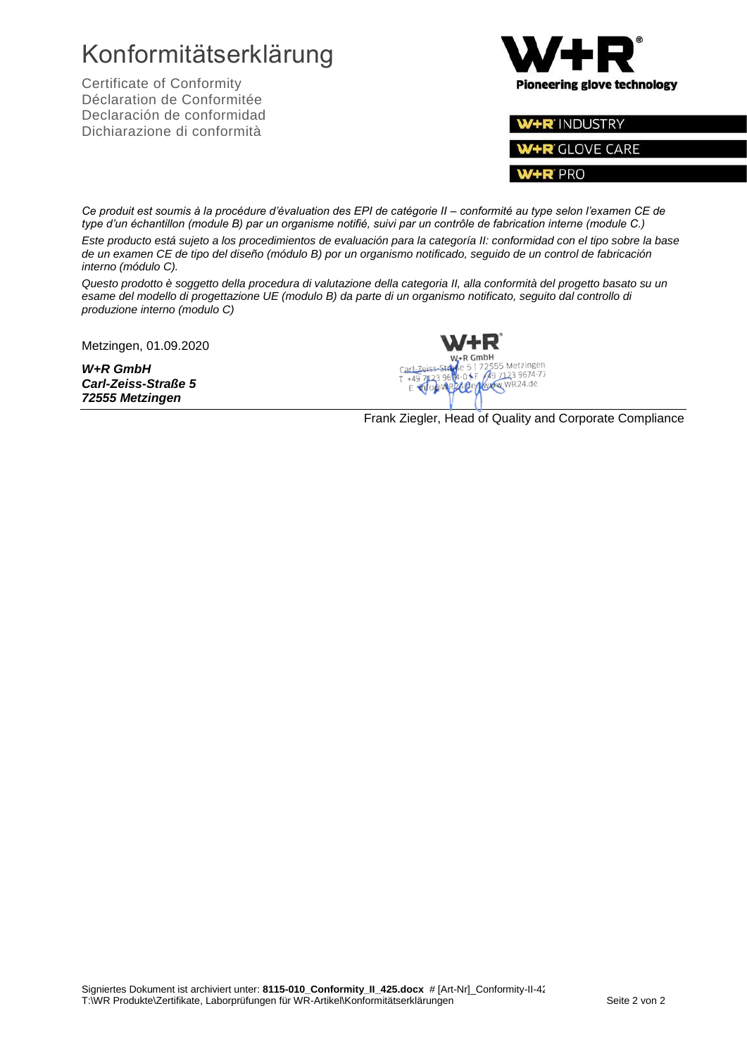# Konformitätserklärung

Certificate of Conformity
Déclaration de Conformitée
Declaración de conformidad
Dichiarazione di conformità

W+R®
Pioneering glove technology

W+R® INDUSTRY
W+R® GLOVE CARE
W+R® PRO

*Ce produit est soumis à la procédure d'évaluation des EPI de catégorie II – conformité au type selon l'examen CE de type d'un échantillon (module B) par un organisme notifié, suivi par un contrôle de fabrication interne (module C.)*

*Este producto está sujeto a los procedimientos de evaluación para la categoría II: conformidad con el tipo sobre la base de un examen CE de tipo del diseño (módulo B) por un organismo notificado, seguido de un control de fabricación interno (módulo C).*

*Questo prodotto è soggetto della procedura di valutazione della categoria II, alla conformità del progetto basato su un esame del modello di progettazione UE (modulo B) da parte di un organismo notificato, seguito dal controllo di produzione interno (modulo C)*

Metzingen, 01.09.2020

***W+R GmbH***
***Carl-Zeiss-Straße 5***
***72555 Metzingen***

W+R GmbH
Carl-Zeiss-Straße 5 | 72555 Metzingen
T +49 7123 9674-0 | F +49 7123 9674-77
E info@WR24.de | www.WR24.de

Frank Ziegler, Head of Quality and Corporate Compliance

Signiertes Dokument ist archiviert unter: **8115-010_Conformity_II_425.docx** # [Art-Nr]_Conformity-II-42
T:\WR Produkte\Zertifikate, Laborprüfungen für WR-Artikel\Konformitätserklärungen